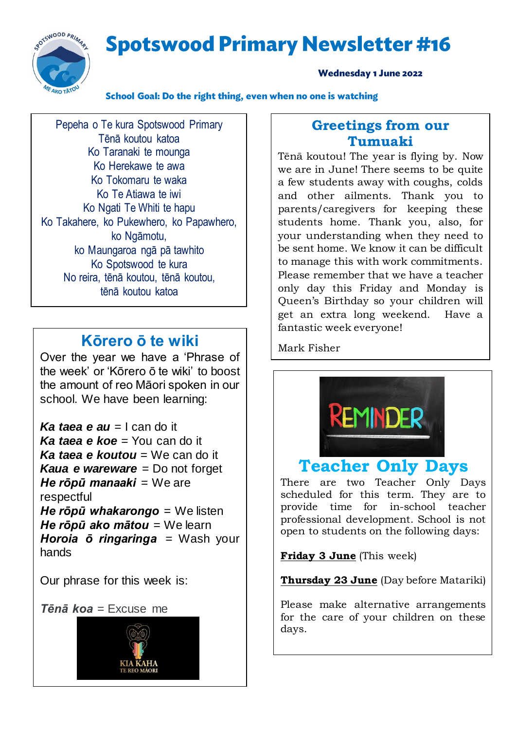# Spotswood Primary Newsletter #16

**Wednesday 1 June 2022**

**School Goal: Do the right thing, even when no one is watching**

Pepeha o Te kura Spotswood Primary
Tēnā koutou katoa
Ko Taranaki te mounga
Ko Herekawe te awa
Ko Tokomaru te waka
Ko Te Atiawa te iwi
Ko Ngati Te Whiti te hapu
Ko Takahere, ko Pukewhero, ko Papawhero,
ko Ngāmotu,
ko Maungaroa ngā pā tawhito
Ko Spotswood te kura
No reira, tēnā koutou, tēnā koutou,
tēnā koutou katoa

## Kōrero ō te wiki

Over the year we have a 'Phrase of the week' or 'Kōrero ō te wiki' to boost the amount of reo Māori spoken in our school. We have been learning:

***Ka taea e au*** = I can do it
***Ka taea e koe*** = You can do it
***Ka taea e koutou*** = We can do it
***Kaua e wareware*** = Do not forget
***He rōpū manaaki*** = We are respectful
***He rōpū whakarongo*** = We listen
***He rōpū ako mātou*** = We learn
***Horoia ō ringaringa*** = Wash your hands

Our phrase for this week is:

***Tēnā koa*** = Excuse me

KIA KAHA
TE REO MĀORI

## Greetings from our Tumuaki

Tēnā koutou! The year is flying by. Now we are in June! There seems to be quite a few students away with coughs, colds and other ailments. Thank you to parents/caregivers for keeping these students home. Thank you, also, for your understanding when they need to be sent home. We know it can be difficult to manage this with work commitments. Please remember that we have a teacher only day this Friday and Monday is Queen's Birthday so your children will get an extra long weekend. Have a fantastic week everyone!

Mark Fisher

REMINDER

## Teacher Only Days

There are two Teacher Only Days scheduled for this term. They are to provide time for in-school teacher professional development. School is not open to students on the following days:

**Friday 3 June** (This week)

**Thursday 23 June** (Day before Matariki)

Please make alternative arrangements for the care of your children on these days.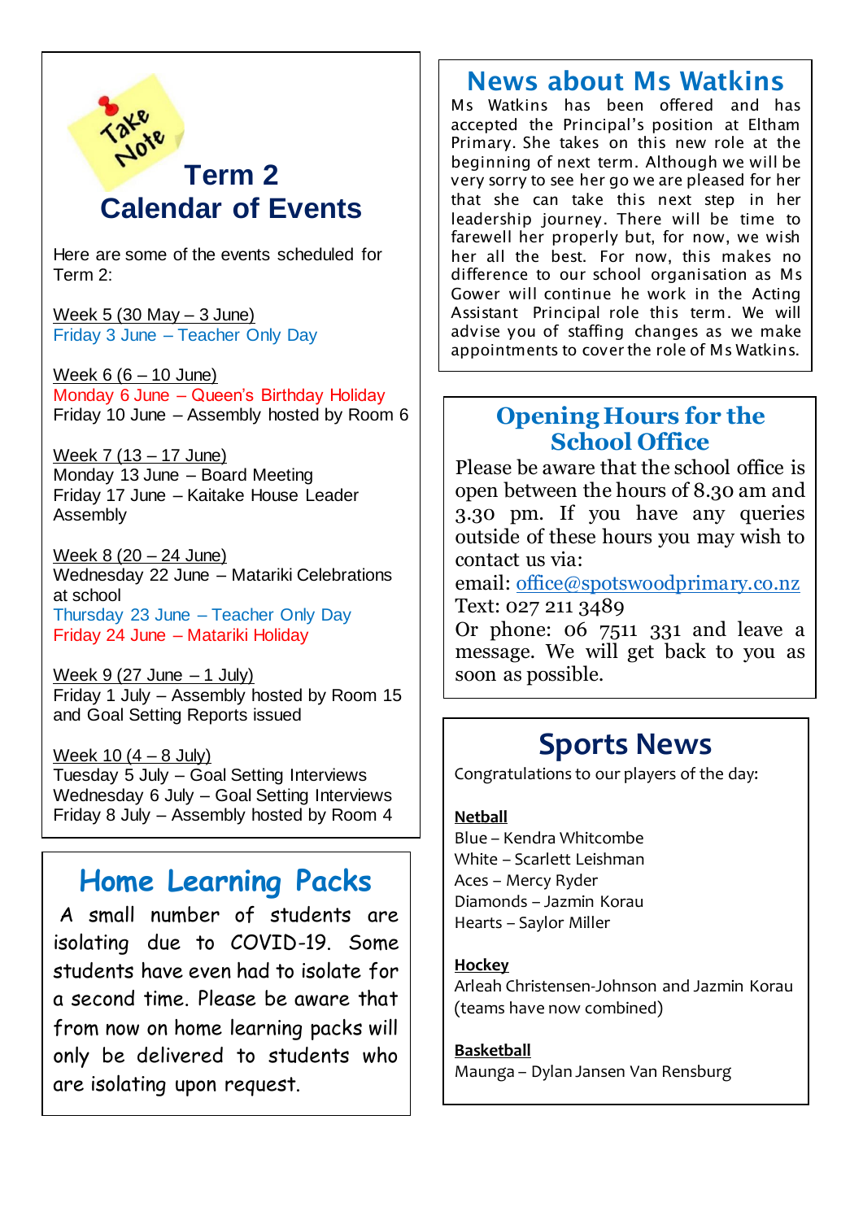Take Note

## Term 2 Calendar of Events

Here are some of the events scheduled for Term 2:

Week 5 (30 May – 3 June)
Friday 3 June – Teacher Only Day

Week 6 (6 – 10 June)
Monday 6 June – Queen's Birthday Holiday
Friday 10 June – Assembly hosted by Room 6

Week 7 (13 – 17 June)
Monday 13 June – Board Meeting
Friday 17 June – Kaitake House Leader Assembly

Week 8 (20 – 24 June)
Wednesday 22 June – Matariki Celebrations at school
Thursday 23 June – Teacher Only Day
Friday 24 June – Matariki Holiday

Week 9 (27 June – 1 July)
Friday 1 July – Assembly hosted by Room 15 and Goal Setting Reports issued

Week 10 (4 – 8 July)
Tuesday 5 July – Goal Setting Interviews
Wednesday 6 July – Goal Setting Interviews
Friday 8 July – Assembly hosted by Room 4

## Home Learning Packs

A small number of students are isolating due to COVID-19. Some students have even had to isolate for a second time. Please be aware that from now on home learning packs will only be delivered to students who are isolating upon request.

## News about Ms Watkins

Ms Watkins has been offered and has accepted the Principal's position at Eltham Primary. She takes on this new role at the beginning of next term. Although we will be very sorry to see her go we are pleased for her that she can take this next step in her leadership journey. There will be time to farewell her properly but, for now, we wish her all the best. For now, this makes no difference to our school organisation as Ms Gower will continue he work in the Acting Assistant Principal role this term. We will advise you of staffing changes as we make appointments to cover the role of Ms Watkins.

## Opening Hours for the School Office

Please be aware that the school office is open between the hours of 8.30 am and 3.30 pm. If you have any queries outside of these hours you may wish to contact us via:
email: office@spotswoodprimary.co.nz
Text: 027 211 3489
Or phone: 06 7511 331 and leave a message. We will get back to you as soon as possible.

## Sports News

Congratulations to our players of the day:

**Netball**
Blue – Kendra Whitcombe
White – Scarlett Leishman
Aces – Mercy Ryder
Diamonds – Jazmin Korau
Hearts – Saylor Miller

**Hockey**
Arleah Christensen-Johnson and Jazmin Korau (teams have now combined)

**Basketball**
Maunga – Dylan Jansen Van Rensburg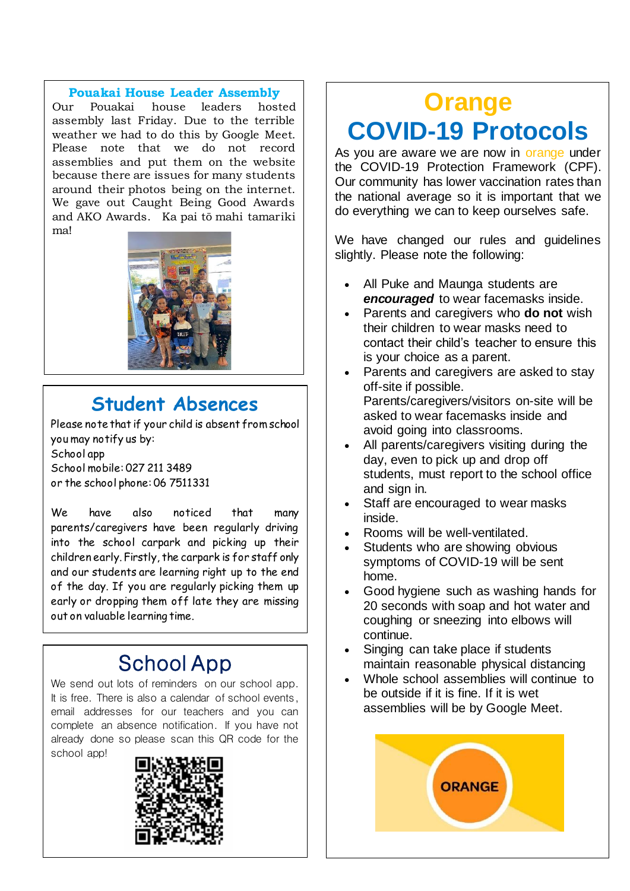## Pouakai House Leader Assembly

Our Pouakai house leaders hosted assembly last Friday. Due to the terrible weather we had to do this by Google Meet. Please note that we do not record assemblies and put them on the website because there are issues for many students around their photos being on the internet. We gave out Caught Being Good Awards and AKO Awards. Ka pai tō mahi tamariki ma!

## Student Absences

Please note that if your child is absent from school you may notify us by:
School app
School mobile: 027 211 3489
or the school phone: 06 7511331

We have also noticed that many parents/caregivers have been regularly driving into the school carpark and picking up their children early. Firstly, the carpark is for staff only and our students are learning right up to the end of the day. If you are regularly picking them up early or dropping them off late they are missing out on valuable learning time.

## School App

We send out lots of reminders on our school app. It is free. There is also a calendar of school events, email addresses for our teachers and you can complete an absence notification. If you have not already done so please scan this QR code for the school app!

# Orange COVID-19 Protocols

As you are aware we are now in orange under the COVID-19 Protection Framework (CPF). Our community has lower vaccination rates than the national average so it is important that we do everything we can to keep ourselves safe.

We have changed our rules and guidelines slightly. Please note the following:

- All Puke and Maunga students are ***encouraged*** to wear facemasks inside.
- Parents and caregivers who **do not** wish their children to wear masks need to contact their child's teacher to ensure this is your choice as a parent.
- Parents and caregivers are asked to stay off-site if possible. Parents/caregivers/visitors on-site will be asked to wear facemasks inside and avoid going into classrooms.
- All parents/caregivers visiting during the day, even to pick up and drop off students, must report to the school office and sign in.
- Staff are encouraged to wear masks inside.
- Rooms will be well-ventilated.
- Students who are showing obvious symptoms of COVID-19 will be sent home.
- Good hygiene such as washing hands for 20 seconds with soap and hot water and coughing or sneezing into elbows will continue.
- Singing can take place if students maintain reasonable physical distancing
- Whole school assemblies will continue to be outside if it is fine. If it is wet assemblies will be by Google Meet.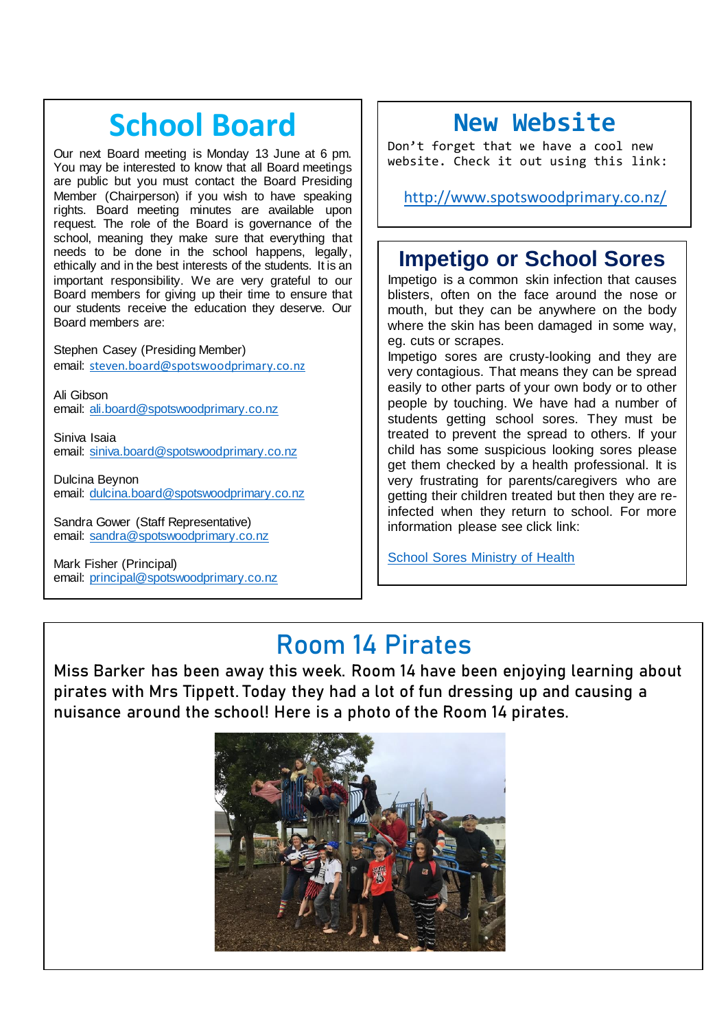# School Board

Our next Board meeting is Monday 13 June at 6 pm. You may be interested to know that all Board meetings are public but you must contact the Board Presiding Member (Chairperson) if you wish to have speaking rights. Board meeting minutes are available upon request. The role of the Board is governance of the school, meaning they make sure that everything that needs to be done in the school happens, legally, ethically and in the best interests of the students. It is an important responsibility. We are very grateful to our Board members for giving up their time to ensure that our students receive the education they deserve. Our Board members are:

Stephen Casey (Presiding Member)
email: steven.board@spotswoodprimary.co.nz

Ali Gibson
email: ali.board@spotswoodprimary.co.nz

Siniva Isaia
email: siniva.board@spotswoodprimary.co.nz

Dulcina Beynon
email: dulcina.board@spotswoodprimary.co.nz

Sandra Gower (Staff Representative)
email: sandra@spotswoodprimary.co.nz

Mark Fisher (Principal)
email: principal@spotswoodprimary.co.nz

# New Website

Don't forget that we have a cool new website. Check it out using this link:

http://www.spotswoodprimary.co.nz/

# Impetigo or School Sores

Impetigo is a common skin infection that causes blisters, often on the face around the nose or mouth, but they can be anywhere on the body where the skin has been damaged in some way, eg. cuts or scrapes.

Impetigo sores are crusty-looking and they are very contagious. That means they can be spread easily to other parts of your own body or to other people by touching. We have had a number of students getting school sores. They must be treated to prevent the spread to others. If your child has some suspicious looking sores please get them checked by a health professional. It is very frustrating for parents/caregivers who are getting their children treated but then they are re-infected when they return to school. For more information please see click link:

School Sores Ministry of Health

# Room 14 Pirates

Miss Barker has been away this week. Room 14 have been enjoying learning about pirates with Mrs Tippett. Today they had a lot of fun dressing up and causing a nuisance around the school! Here is a photo of the Room 14 pirates.